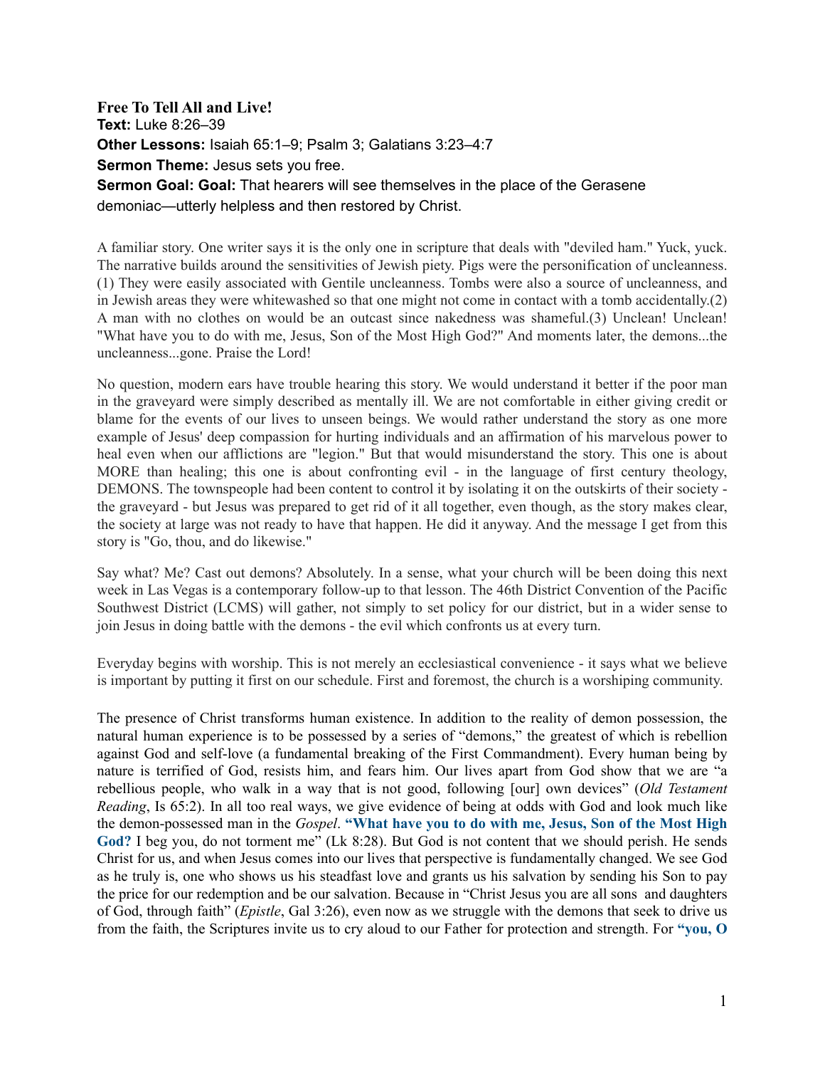**Free To Tell All and Live!**

**Text:** Luke 8:26–39

**Other Lessons:** Isaiah 65:1–9; Psalm 3; Galatians 3:23–4:7

**Sermon Theme:** Jesus sets you free.

**Sermon Goal: Goal:** That hearers will see themselves in the place of the Gerasene demoniac—utterly helpless and then restored by Christ.

A familiar story. One writer says it is the only one in scripture that deals with "deviled ham." Yuck, yuck. The narrative builds around the sensitivities of Jewish piety. Pigs were the personification of uncleanness.(1) They were easily associated with Gentile uncleanness. Tombs were also a source of uncleanness, and in Jewish areas they were whitewashed so that one might not come in contact with a tomb accidentally.(2) A man with no clothes on would be an outcast since nakedness was shameful.(3) Unclean! Unclean! "What have you to do with me, Jesus, Son of the Most High God?" And moments later, the demons...the uncleanness...gone. Praise the Lord!

No question, modern ears have trouble hearing this story. We would understand it better if the poor man in the graveyard were simply described as mentally ill. We are not comfortable in either giving credit or blame for the events of our lives to unseen beings. We would rather understand the story as one more example of Jesus' deep compassion for hurting individuals and an affirmation of his marvelous power to heal even when our afflictions are "legion." But that would misunderstand the story. This one is about MORE than healing; this one is about confronting evil - in the language of first century theology, DEMONS. The townspeople had been content to control it by isolating it on the outskirts of their society - the graveyard - but Jesus was prepared to get rid of it all together, even though, as the story makes clear, the society at large was not ready to have that happen. He did it anyway. And the message I get from this story is "Go, thou, and do likewise."

Say what? Me? Cast out demons? Absolutely. In a sense, what your church will be been doing this next week in Las Vegas is a contemporary follow-up to that lesson. The 46th District Convention of the Pacific Southwest District (LCMS) will gather, not simply to set policy for our district, but in a wider sense to join Jesus in doing battle with the demons - the evil which confronts us at every turn.

Everyday begins with worship. This is not merely an ecclesiastical convenience - it says what we believe is important by putting it first on our schedule. First and foremost, the church is a worshiping community.

The presence of Christ transforms human existence. In addition to the reality of demon possession, the natural human experience is to be possessed by a series of "demons," the greatest of which is rebellion against God and self-love (a fundamental breaking of the First Commandment). Every human being by nature is terrified of God, resists him, and fears him. Our lives apart from God show that we are "a rebellious people, who walk in a way that is not good, following [our] own devices" (*Old Testament Reading*, Is 65:2). In all too real ways, we give evidence of being at odds with God and look much like the demon-possessed man in the *Gospel*. **"What have you to do with me, Jesus, Son of the Most High God?** I beg you, do not torment me" (Lk 8:28). But God is not content that we should perish. He sends Christ for us, and when Jesus comes into our lives that perspective is fundamentally changed. We see God as he truly is, one who shows us his steadfast love and grants us his salvation by sending his Son to pay the price for our redemption and be our salvation. Because in "Christ Jesus you are all sons and daughters of God, through faith" (*Epistle*, Gal 3:26), even now as we struggle with the demons that seek to drive us from the faith, the Scriptures invite us to cry aloud to our Father for protection and strength. For **"you, O**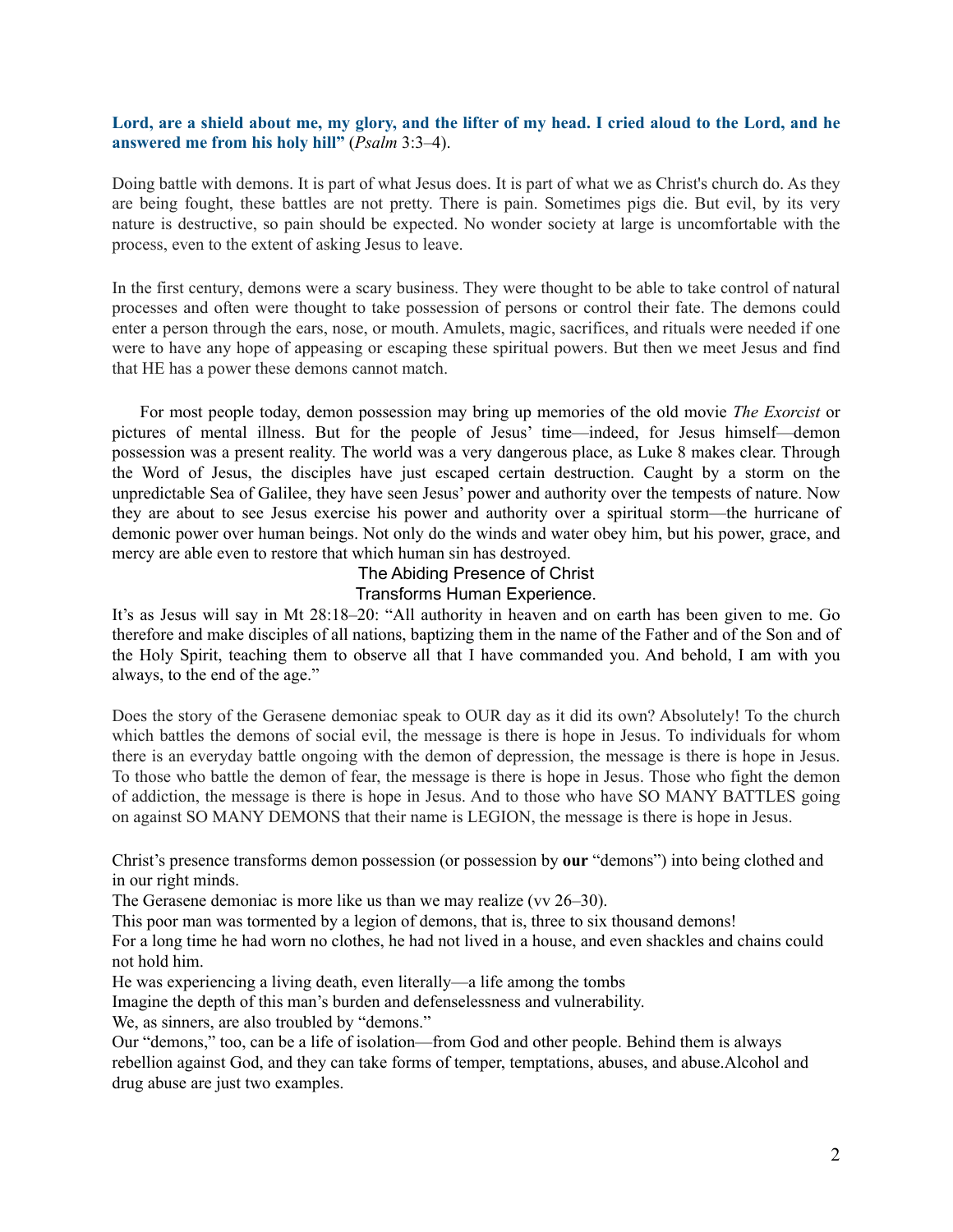**Lord, are a shield about me, my glory, and the lifter of my head. I cried aloud to the Lord, and he answered me from his holy hill"** (*Psalm* 3:3–4).

Doing battle with demons. It is part of what Jesus does. It is part of what we as Christ's church do. As they are being fought, these battles are not pretty. There is pain. Sometimes pigs die. But evil, by its very nature is destructive, so pain should be expected. No wonder society at large is uncomfortable with the process, even to the extent of asking Jesus to leave.

In the first century, demons were a scary business. They were thought to be able to take control of natural processes and often were thought to take possession of persons or control their fate. The demons could enter a person through the ears, nose, or mouth. Amulets, magic, sacrifices, and rituals were needed if one were to have any hope of appeasing or escaping these spiritual powers. But then we meet Jesus and find that HE has a power these demons cannot match.

For most people today, demon possession may bring up memories of the old movie *The Exorcist* or pictures of mental illness. But for the people of Jesus' time—indeed, for Jesus himself—demon possession was a present reality. The world was a very dangerous place, as Luke 8 makes clear. Through the Word of Jesus, the disciples have just escaped certain destruction. Caught by a storm on the unpredictable Sea of Galilee, they have seen Jesus' power and authority over the tempests of nature. Now they are about to see Jesus exercise his power and authority over a spiritual storm—the hurricane of demonic power over human beings. Not only do the winds and water obey him, but his power, grace, and mercy are able even to restore that which human sin has destroyed.

The Abiding Presence of Christ
Transforms Human Experience.

It's as Jesus will say in Mt 28:18–20: "All authority in heaven and on earth has been given to me. Go therefore and make disciples of all nations, baptizing them in the name of the Father and of the Son and of the Holy Spirit, teaching them to observe all that I have commanded you. And behold, I am with you always, to the end of the age."

Does the story of the Gerasene demoniac speak to OUR day as it did its own? Absolutely! To the church which battles the demons of social evil, the message is there is hope in Jesus. To individuals for whom there is an everyday battle ongoing with the demon of depression, the message is there is hope in Jesus. To those who battle the demon of fear, the message is there is hope in Jesus. Those who fight the demon of addiction, the message is there is hope in Jesus. And to those who have SO MANY BATTLES going on against SO MANY DEMONS that their name is LEGION, the message is there is hope in Jesus.

Christ's presence transforms demon possession (or possession by **our** "demons") into being clothed and in our right minds.

The Gerasene demoniac is more like us than we may realize (vv 26–30).

This poor man was tormented by a legion of demons, that is, three to six thousand demons!

For a long time he had worn no clothes, he had not lived in a house, and even shackles and chains could not hold him.

He was experiencing a living death, even literally—a life among the tombs

Imagine the depth of this man's burden and defenselessness and vulnerability.

We, as sinners, are also troubled by "demons."

Our "demons," too, can be a life of isolation—from God and other people. Behind them is always rebellion against God, and they can take forms of temper, temptations, abuses, and abuse.Alcohol and drug abuse are just two examples.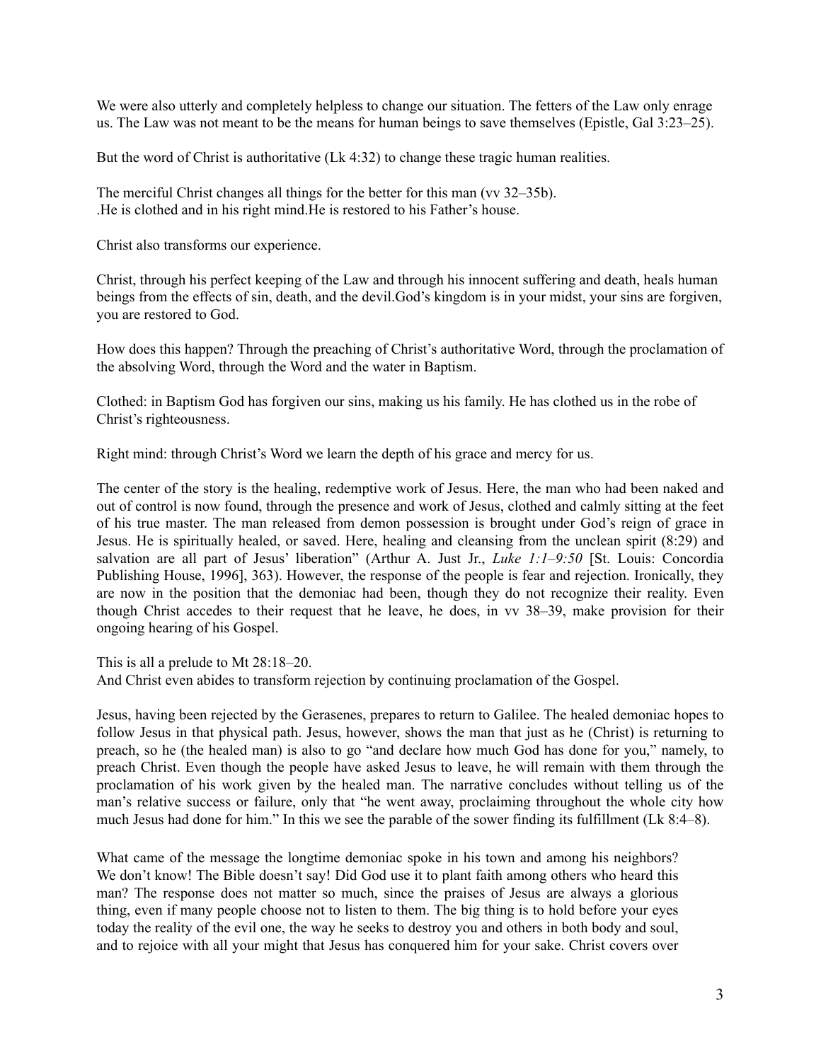We were also utterly and completely helpless to change our situation. The fetters of the Law only enrage us. The Law was not meant to be the means for human beings to save themselves (Epistle, Gal 3:23–25).

But the word of Christ is authoritative (Lk 4:32) to change these tragic human realities.

The merciful Christ changes all things for the better for this man (vv 32–35b).
.He is clothed and in his right mind.He is restored to his Father's house.

Christ also transforms our experience.

Christ, through his perfect keeping of the Law and through his innocent suffering and death, heals human beings from the effects of sin, death, and the devil.God's kingdom is in your midst, your sins are forgiven, you are restored to God.

How does this happen? Through the preaching of Christ's authoritative Word, through the proclamation of the absolving Word, through the Word and the water in Baptism.

Clothed: in Baptism God has forgiven our sins, making us his family. He has clothed us in the robe of Christ's righteousness.

Right mind: through Christ's Word we learn the depth of his grace and mercy for us.

The center of the story is the healing, redemptive work of Jesus. Here, the man who had been naked and out of control is now found, through the presence and work of Jesus, clothed and calmly sitting at the feet of his true master. The man released from demon possession is brought under God's reign of grace in Jesus. He is spiritually healed, or saved. Here, healing and cleansing from the unclean spirit (8:29) and salvation are all part of Jesus' liberation" (Arthur A. Just Jr., *Luke 1:1–9:50* [St. Louis: Concordia Publishing House, 1996], 363). However, the response of the people is fear and rejection. Ironically, they are now in the position that the demoniac had been, though they do not recognize their reality. Even though Christ accedes to their request that he leave, he does, in vv 38–39, make provision for their ongoing hearing of his Gospel.

This is all a prelude to Mt 28:18–20.
And Christ even abides to transform rejection by continuing proclamation of the Gospel.

Jesus, having been rejected by the Gerasenes, prepares to return to Galilee. The healed demoniac hopes to follow Jesus in that physical path. Jesus, however, shows the man that just as he (Christ) is returning to preach, so he (the healed man) is also to go "and declare how much God has done for you," namely, to preach Christ. Even though the people have asked Jesus to leave, he will remain with them through the proclamation of his work given by the healed man. The narrative concludes without telling us of the man's relative success or failure, only that "he went away, proclaiming throughout the whole city how much Jesus had done for him." In this we see the parable of the sower finding its fulfillment (Lk 8:4–8).

What came of the message the longtime demoniac spoke in his town and among his neighbors? We don't know! The Bible doesn't say! Did God use it to plant faith among others who heard this man? The response does not matter so much, since the praises of Jesus are always a glorious thing, even if many people choose not to listen to them. The big thing is to hold before your eyes today the reality of the evil one, the way he seeks to destroy you and others in both body and soul, and to rejoice with all your might that Jesus has conquered him for your sake. Christ covers over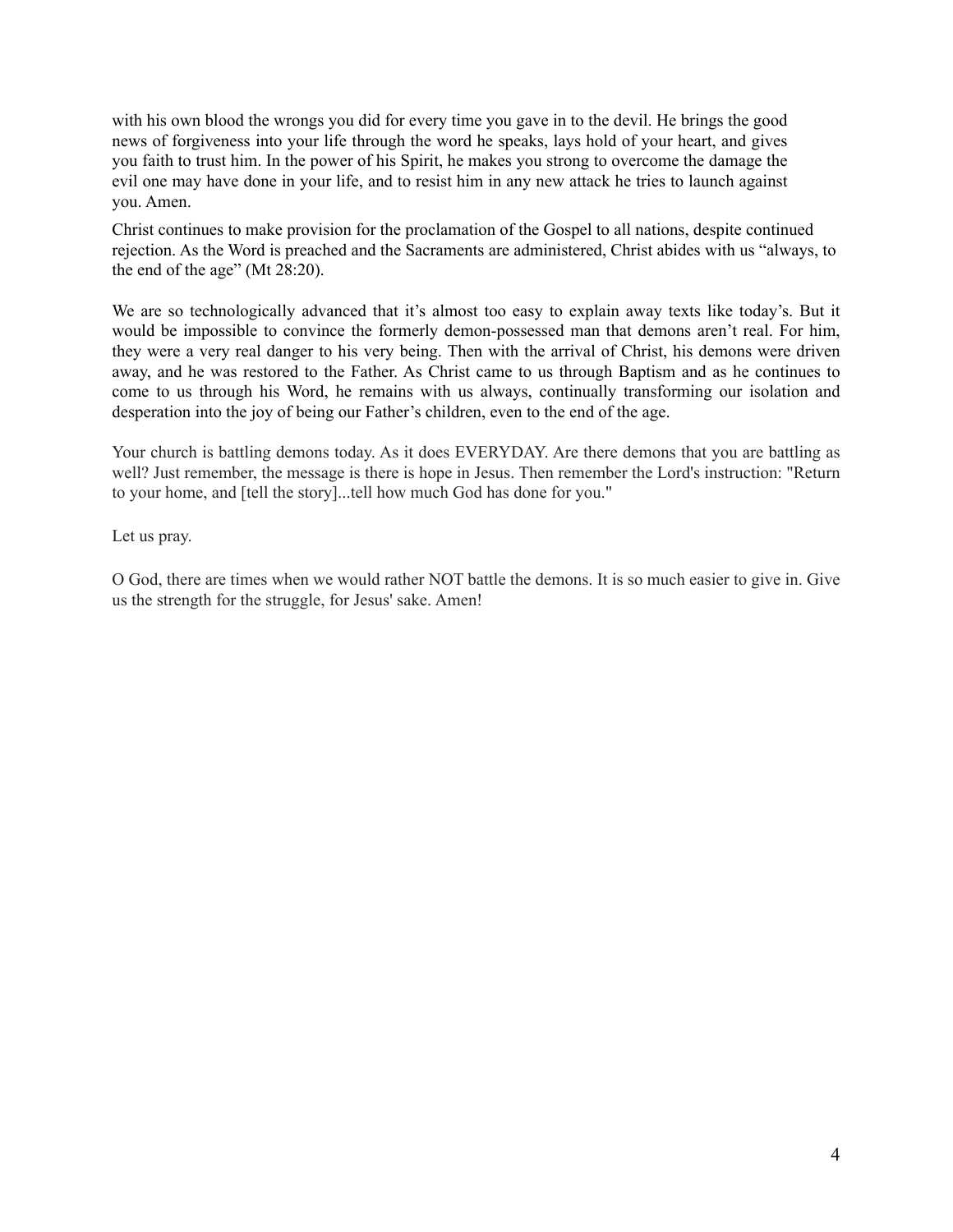with his own blood the wrongs you did for every time you gave in to the devil. He brings the good news of forgiveness into your life through the word he speaks, lays hold of your heart, and gives you faith to trust him. In the power of his Spirit, he makes you strong to overcome the damage the evil one may have done in your life, and to resist him in any new attack he tries to launch against you. Amen.

Christ continues to make provision for the proclamation of the Gospel to all nations, despite continued rejection. As the Word is preached and the Sacraments are administered, Christ abides with us "always, to the end of the age" (Mt 28:20).

We are so technologically advanced that it's almost too easy to explain away texts like today's. But it would be impossible to convince the formerly demon-possessed man that demons aren't real. For him, they were a very real danger to his very being. Then with the arrival of Christ, his demons were driven away, and he was restored to the Father. As Christ came to us through Baptism and as he continues to come to us through his Word, he remains with us always, continually transforming our isolation and desperation into the joy of being our Father's children, even to the end of the age.

Your church is battling demons today. As it does EVERYDAY. Are there demons that you are battling as well? Just remember, the message is there is hope in Jesus. Then remember the Lord's instruction: "Return to your home, and [tell the story]...tell how much God has done for you."

Let us pray.

O God, there are times when we would rather NOT battle the demons. It is so much easier to give in. Give us the strength for the struggle, for Jesus' sake. Amen!